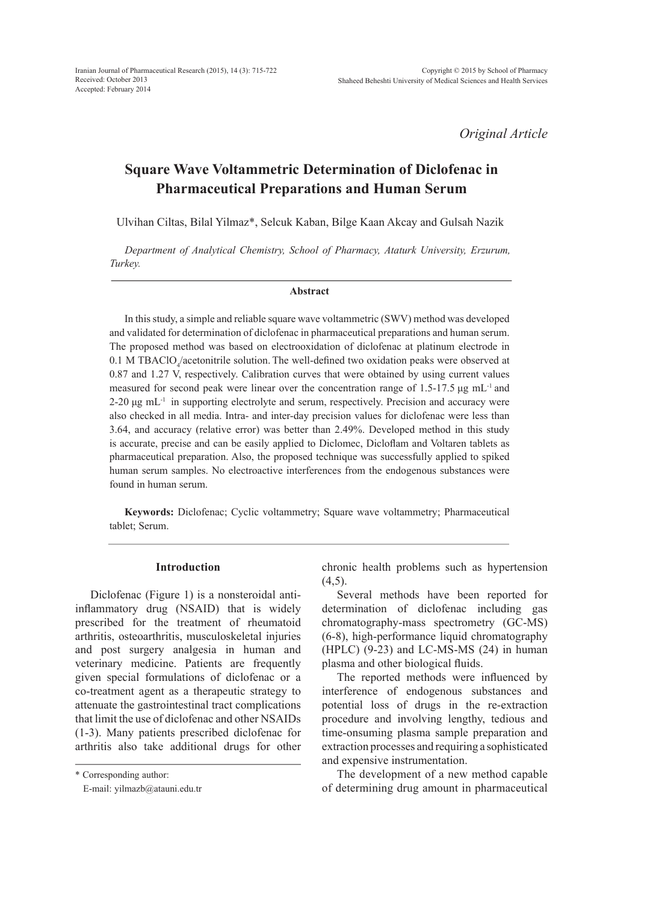*Original Article*

# Square Wave Voltammetric Determination of Diclofenac in Pharmaceutical Preparations and Human Serum

Ulvihan Ciltas, Bilal Yilmaz*, Selcuk Kaban, Bilge Kaan Akcay and Gulsah Nazik

*Department of Analytical Chemistry, School of Pharmacy, Ataturk University, Erzurum, Turkey.*

## Abstract

In this study, a simple and reliable square wave voltammetric (SWV) method was developed and validated for determination of diclofenac in pharmaceutical preparations and human serum. The proposed method was based on electrooxidation of diclofenac at platinum electrode in 0.1 M $TBAClO_4$/acetonitrile solution. The well-defined two oxidation peaks were observed at 0.87 and 1.27 V, respectively. Calibration curves that were obtained by using current values measured for second peak were linear over the concentration range of 1.5-17.5 μg $mL^{-1}$ and 2-20 μg $mL^{-1}$ in supporting electrolyte and serum, respectively. Precision and accuracy were also checked in all media. Intra- and inter-day precision values for diclofenac were less than 3.64, and accuracy (relative error) was better than 2.49%. Developed method in this study is accurate, precise and can be easily applied to Diclomec, Dicloflam and Voltaren tablets as pharmaceutical preparation. Also, the proposed technique was successfully applied to spiked human serum samples. No electroactive interferences from the endogenous substances were found in human serum.

**Keywords:** Diclofenac; Cyclic voltammetry; Square wave voltammetry; Pharmaceutical tablet; Serum.

## Introduction

Diclofenac (Figure 1) is a nonsteroidal anti-inflammatory drug (NSAID) that is widely prescribed for the treatment of rheumatoid arthritis, osteoarthritis, musculoskeletal injuries and post surgery analgesia in human and veterinary medicine. Patients are frequently given special formulations of diclofenac or a co-treatment agent as a therapeutic strategy to attenuate the gastrointestinal tract complications that limit the use of diclofenac and other NSAIDs (1-3). Many patients prescribed diclofenac for arthritis also take additional drugs for other chronic health problems such as hypertension (4,5).

Several methods have been reported for determination of diclofenac including gas chromatography-mass spectrometry (GC-MS) (6-8), high-performance liquid chromatography (HPLC) (9-23) and LC-MS-MS (24) in human plasma and other biological fluids.

The reported methods were influenced by interference of endogenous substances and potential loss of drugs in the re-extraction procedure and involving lengthy, tedious and time-onsuming plasma sample preparation and extraction processes and requiring a sophisticated and expensive instrumentation.

The development of a new method capable of determining drug amount in pharmaceutical

\* Corresponding author:
E-mail: yilmazb@atauni.edu.tr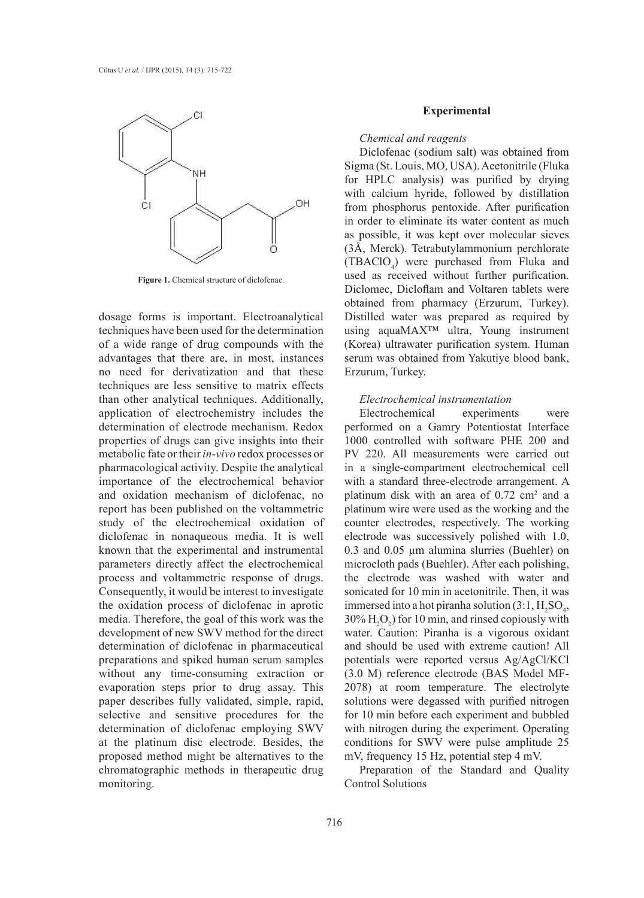**Figure 1.** Chemical structure of diclofenac.

dosage forms is important. Electroanalytical techniques have been used for the determination of a wide range of drug compounds with the advantages that there are, in most, instances no need for derivatization and that these techniques are less sensitive to matrix effects than other analytical techniques. Additionally, application of electrochemistry includes the determination of electrode mechanism. Redox properties of drugs can give insights into their metabolic fate or their *in-vivo* redox processes or pharmacological activity. Despite the analytical importance of the electrochemical behavior and oxidation mechanism of diclofenac, no report has been published on the voltammetric study of the electrochemical oxidation of diclofenac in nonaqueous media. It is well known that the experimental and instrumental parameters directly affect the electrochemical process and voltammetric response of drugs. Consequently, it would be interest to investigate the oxidation process of diclofenac in aprotic media. Therefore, the goal of this work was the development of new SWV method for the direct determination of diclofenac in pharmaceutical preparations and spiked human serum samples without any time-consuming extraction or evaporation steps prior to drug assay. This paper describes fully validated, simple, rapid, selective and sensitive procedures for the determination of diclofenac employing SWV at the platinum disc electrode. Besides, the proposed method might be alternatives to the chromatographic methods in therapeutic drug monitoring.

## Experimental

### *Chemical and reagents*

Diclofenac (sodium salt) was obtained from Sigma (St. Louis, MO, USA). Acetonitrile (Fluka for HPLC analysis) was purified by drying with calcium hyride, followed by distillation from phosphorus pentoxide. After purification in order to eliminate its water content as much as possible, it was kept over molecular sieves (3Å, Merck). Tetrabutylammonium perchlorate ($TBAClO_4$) were purchased from Fluka and used as received without further purification. Diclomec, Dicloflam and Voltaren tablets were obtained from pharmacy (Erzurum, Turkey). Distilled water was prepared as required by using aquaMAX™ ultra, Young instrument (Korea) ultrawater purification system. Human serum was obtained from Yakutiye blood bank, Erzurum, Turkey.

### *Electrochemical instrumentation*

Electrochemical experiments were performed on a Gamry Potentiostat Interface 1000 controlled with software PHE 200 and PV 220. All measurements were carried out in a single-compartment electrochemical cell with a standard three-electrode arrangement. A platinum disk with an area of 0.72 $cm^2$ and a platinum wire were used as the working and the counter electrodes, respectively. The working electrode was successively polished with 1.0, 0.3 and 0.05 µm alumina slurries (Buehler) on microcloth pads (Buehler). After each polishing, the electrode was washed with water and sonicated for 10 min in acetonitrile. Then, it was immersed into a hot piranha solution (3:1, $H_2SO_4$, 30% $H_2O_2$) for 10 min, and rinsed copiously with water. Caution: Piranha is a vigorous oxidant and should be used with extreme caution! All potentials were reported versus Ag/AgCl/KCl (3.0 M) reference electrode (BAS Model MF-2078) at room temperature. The electrolyte solutions were degassed with purified nitrogen for 10 min before each experiment and bubbled with nitrogen during the experiment. Operating conditions for SWV were pulse amplitude 25 mV, frequency 15 Hz, potential step 4 mV.

Preparation of the Standard and Quality Control Solutions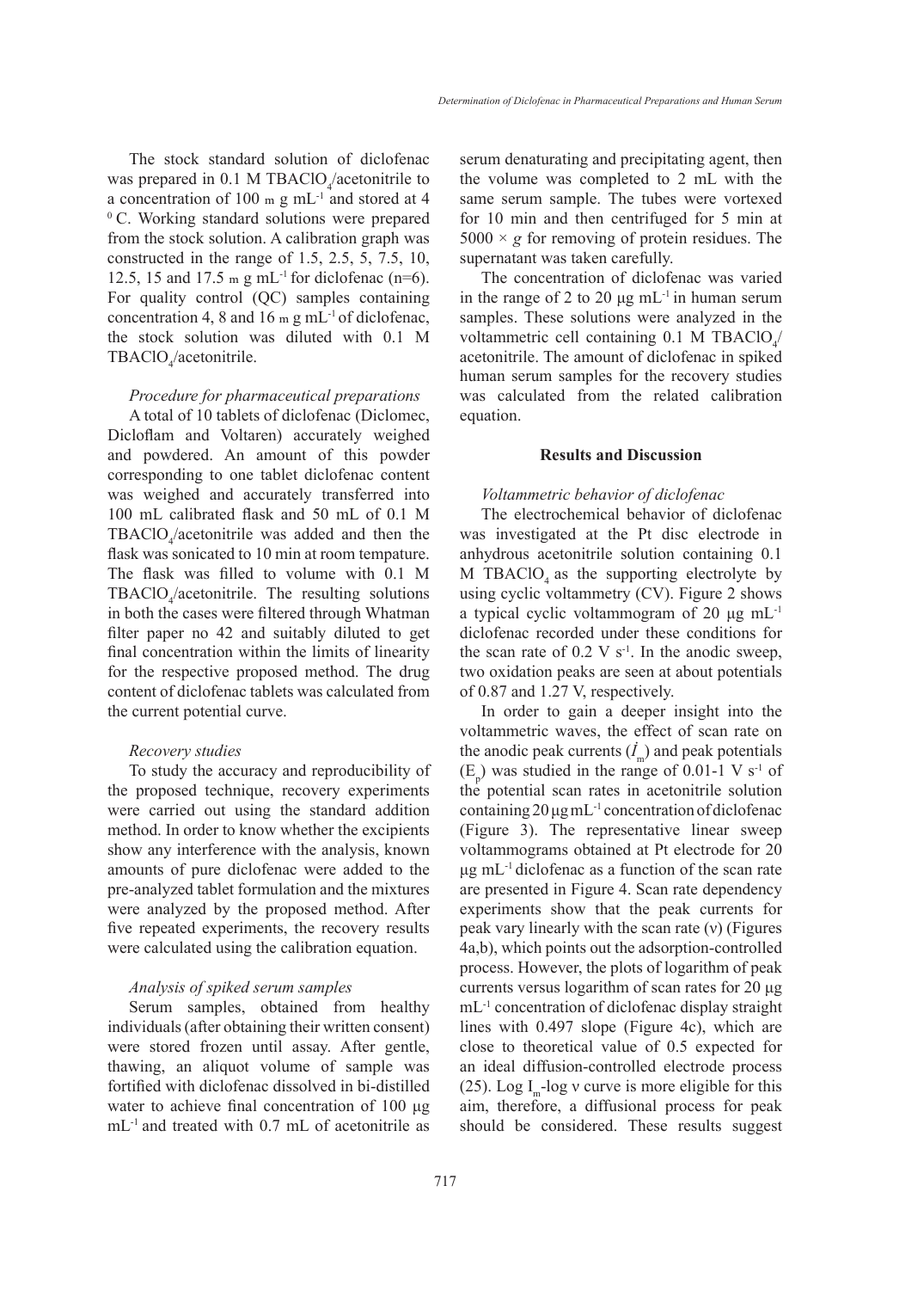The stock standard solution of diclofenac was prepared in 0.1 M $TBAClO_4$/acetonitrile to a concentration of 100 m g $mL^{-1}$ and stored at 4 $^{0}$C. Working standard solutions were prepared from the stock solution. A calibration graph was constructed in the range of 1.5, 2.5, 5, 7.5, 10, 12.5, 15 and 17.5 m g $mL^{-1}$ for diclofenac (n=6). For quality control (QC) samples containing concentration 4, 8 and 16 m g $mL^{-1}$ of diclofenac, the stock solution was diluted with 0.1 M $TBAClO_4$/acetonitrile.

*Procedure for pharmaceutical preparations*

A total of 10 tablets of diclofenac (Diclomec, Dicloflam and Voltaren) accurately weighed and powdered. An amount of this powder corresponding to one tablet diclofenac content was weighed and accurately transferred into 100 mL calibrated flask and 50 mL of 0.1 M $TBAClO_4$/acetonitrile was added and then the flask was sonicated to 10 min at room tempature. The flask was filled to volume with 0.1 M $TBAClO_4$/acetonitrile. The resulting solutions in both the cases were filtered through Whatman filter paper no 42 and suitably diluted to get final concentration within the limits of linearity for the respective proposed method. The drug content of diclofenac tablets was calculated from the current potential curve.

*Recovery studies*

To study the accuracy and reproducibility of the proposed technique, recovery experiments were carried out using the standard addition method. In order to know whether the excipients show any interference with the analysis, known amounts of pure diclofenac were added to the pre-analyzed tablet formulation and the mixtures were analyzed by the proposed method. After five repeated experiments, the recovery results were calculated using the calibration equation.

*Analysis of spiked serum samples*

Serum samples, obtained from healthy individuals (after obtaining their written consent) were stored frozen until assay. After gentle, thawing, an aliquot volume of sample was fortified with diclofenac dissolved in bi-distilled water to achieve final concentration of 100 µg $mL^{-1}$ and treated with 0.7 mL of acetonitrile as serum denaturating and precipitating agent, then the volume was completed to 2 mL with the same serum sample. The tubes were vortexed for 10 min and then centrifuged for 5 min at $5000 \times g$ for removing of protein residues. The supernatant was taken carefully.

The concentration of diclofenac was varied in the range of 2 to 20 µg $mL^{-1}$ in human serum samples. These solutions were analyzed in the voltammetric cell containing 0.1 M $TBAClO_4$/acetonitrile. The amount of diclofenac in spiked human serum samples for the recovery studies was calculated from the related calibration equation.

## Results and Discussion

*Voltammetric behavior of diclofenac*

The electrochemical behavior of diclofenac was investigated at the Pt disc electrode in anhydrous acetonitrile solution containing 0.1 M $TBAClO_4$ as the supporting electrolyte by using cyclic voltammetry (CV). Figure 2 shows a typical cyclic voltammogram of 20 µg $mL^{-1}$ diclofenac recorded under these conditions for the scan rate of 0.2 V $s^{-1}$. In the anodic sweep, two oxidation peaks are seen at about potentials of 0.87 and 1.27 V, respectively.

In order to gain a deeper insight into the voltammetric waves, the effect of scan rate on the anodic peak currents ($I_m$) and peak potentials ($E_p$) was studied in the range of 0.01-1 V $s^{-1}$ of the potential scan rates in acetonitrile solution containing 20 µg $mL^{-1}$ concentration of diclofenac (Figure 3). The representative linear sweep voltammograms obtained at Pt electrode for 20 µg $mL^{-1}$ diclofenac as a function of the scan rate are presented in Figure 4. Scan rate dependency experiments show that the peak currents for peak vary linearly with the scan rate (ν) (Figures 4a,b), which points out the adsorption-controlled process. However, the plots of logarithm of peak currents versus logarithm of scan rates for 20 µg $mL^{-1}$ concentration of diclofenac display straight lines with 0.497 slope (Figure 4c), which are close to theoretical value of 0.5 expected for an ideal diffusion-controlled electrode process (25). Log $I_m$-log ν curve is more eligible for this aim, therefore, a diffusional process for peak should be considered. These results suggest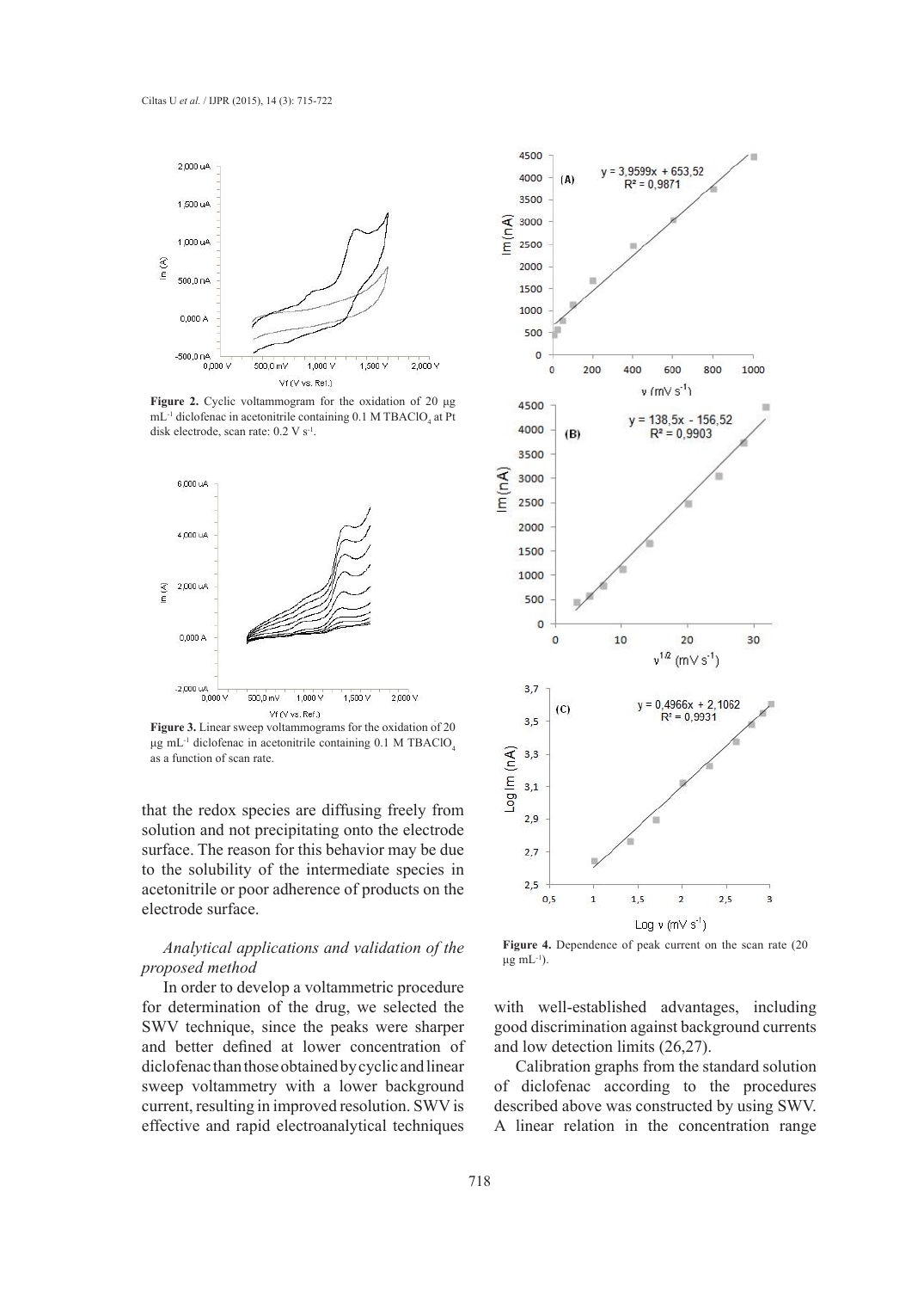**Figure 2.** Cyclic voltammogram for the oxidation of 20 µg $mL^{-1}$ diclofenac in acetonitrile containing 0.1 M $TBAClO_4$ at Pt disk electrode, scan rate: 0.2 V $s^{-1}$.

**Figure 3.** Linear sweep voltammograms for the oxidation of 20 µg $mL^{-1}$ diclofenac in acetonitrile containing 0.1 M $TBAClO_4$ as a function of scan rate.

**Figure 4.** Dependence of peak current on the scan rate (20 µg $mL^{-1}$).

that the redox species are diffusing freely from solution and not precipitating onto the electrode surface. The reason for this behavior may be due to the solubility of the intermediate species in acetonitrile or poor adherence of products on the electrode surface.

*Analytical applications and validation of the proposed method*

In order to develop a voltammetric procedure for determination of the drug, we selected the SWV technique, since the peaks were sharper and better defined at lower concentration of diclofenac than those obtained by cyclic and linear sweep voltammetry with a lower background current, resulting in improved resolution. SWV is effective and rapid electroanalytical techniques with well-established advantages, including good discrimination against background currents and low detection limits (26,27).

Calibration graphs from the standard solution of diclofenac according to the procedures described above was constructed by using SWV. A linear relation in the concentration range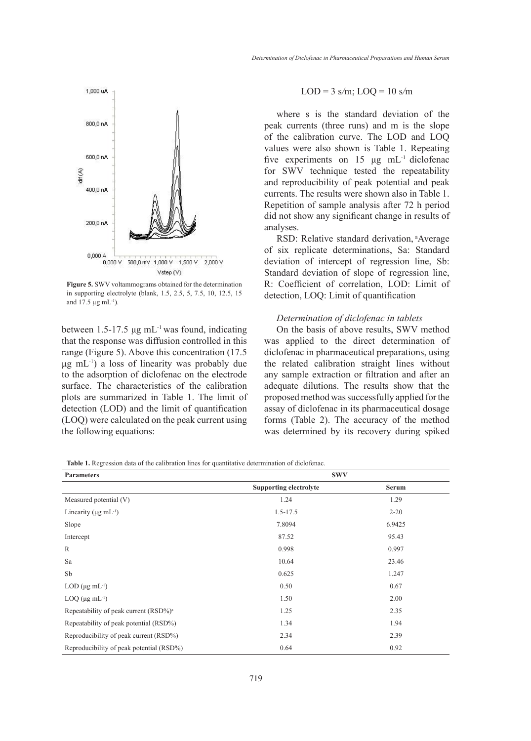Figure 5. SWV voltammograms obtained for the determination in supporting electrolyte (blank, 1.5, 2.5, 5, 7.5, 10, 12.5, 15 and 17.5 µg mL$^{-1}$).

between 1.5-17.5 µg mL$^{-1}$ was found, indicating that the response was diffusion controlled in this range (Figure 5). Above this concentration (17.5 µg mL$^{-1}$) a loss of linearity was probably due to the adsorption of diclofenac on the electrode surface. The characteristics of the calibration plots are summarized in Table 1. The limit of detection (LOD) and the limit of quantification (LOQ) were calculated on the peak current using the following equations:

$$LOD = 3\ s/m;\ LOQ = 10\ s/m$$

where s is the standard deviation of the peak currents (three runs) and m is the slope of the calibration curve. The LOD and LOQ values were also shown is Table 1. Repeating five experiments on 15 µg mL$^{-1}$ diclofenac for SWV technique tested the repeatability and reproducibility of peak potential and peak currents. The results were shown also in Table 1. Repetition of sample analysis after 72 h period did not show any significant change in results of analyses.

RSD: Relative standard derivation, [a]Average of six replicate determinations, Sa: Standard deviation of intercept of regression line, Sb: Standard deviation of slope of regression line, R: Coefficient of correlation, LOD: Limit of detection, LOQ: Limit of quantification

*Determination of diclofenac in tablets*

On the basis of above results, SWV method was applied to the direct determination of diclofenac in pharmaceutical preparations, using the related calibration straight lines without any sample extraction or filtration and after an adequate dilutions. The results show that the proposed method was successfully applied for the assay of diclofenac in its pharmaceutical dosage forms (Table 2). The accuracy of the method was determined by its recovery during spiked

**Table 1.** Regression data of the calibration lines for quantitative determination of diclofenac.

| Parameters | SWV | |
|---|---|---|
| | Supporting electrolyte | Serum |
| Measured potential (V) | 1.24 | 1.29 |
| Linearity (µg mL$^{-1}$) | 1.5-17.5 | 2-20 |
| Slope | 7.8094 | 6.9425 |
| Intercept | 87.52 | 95.43 |
| R | 0.998 | 0.997 |
| Sa | 10.64 | 23.46 |
| Sb | 0.625 | 1.247 |
| LOD (µg mL$^{-1}$) | 0.50 | 0.67 |
| LOQ (µg mL$^{-1}$) | 1.50 | 2.00 |
| Repeatability of peak current (RSD%)[a] | 1.25 | 2.35 |
| Repeatability of peak potential (RSD%) | 1.34 | 1.94 |
| Reproducibility of peak current (RSD%) | 2.34 | 2.39 |
| Reproducibility of peak potential (RSD%) | 0.64 | 0.92 |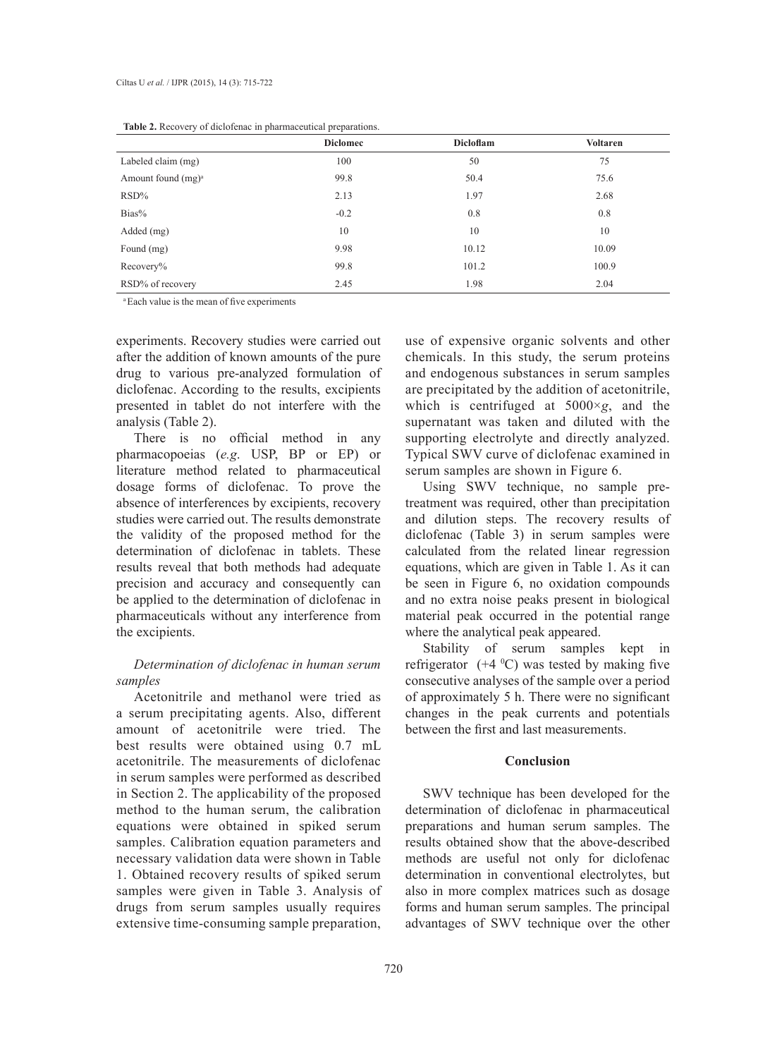**Table 2.** Recovery of diclofenac in pharmaceutical preparations.

| | Diclomec | Dicloflam | Voltaren |
|---|---|---|---|
| Labeled claim (mg) | 100 | 50 | 75 |
| Amount found (mg)[a] | 99.8 | 50.4 | 75.6 |
| RSD% | 2.13 | 1.97 | 2.68 |
| Bias% | -0.2 | 0.8 | 0.8 |
| Added (mg) | 10 | 10 | 10 |
| Found (mg) | 9.98 | 10.12 | 10.09 |
| Recovery% | 99.8 | 101.2 | 100.9 |
| RSD% of recovery | 2.45 | 1.98 | 2.04 |

[a] Each value is the mean of five experiments

experiments. Recovery studies were carried out after the addition of known amounts of the pure drug to various pre-analyzed formulation of diclofenac. According to the results, excipients presented in tablet do not interfere with the analysis (Table 2).

There is no official method in any pharmacopoeias (*e.g.* USP, BP or EP) or literature method related to pharmaceutical dosage forms of diclofenac. To prove the absence of interferences by excipients, recovery studies were carried out. The results demonstrate the validity of the proposed method for the determination of diclofenac in tablets. These results reveal that both methods had adequate precision and accuracy and consequently can be applied to the determination of diclofenac in pharmaceuticals without any interference from the excipients.

### *Determination of diclofenac in human serum samples*

Acetonitrile and methanol were tried as a serum precipitating agents. Also, different amount of acetonitrile were tried. The best results were obtained using 0.7 mL acetonitrile. The measurements of diclofenac in serum samples were performed as described in Section 2. The applicability of the proposed method to the human serum, the calibration equations were obtained in spiked serum samples. Calibration equation parameters and necessary validation data were shown in Table 1. Obtained recovery results of spiked serum samples were given in Table 3. Analysis of drugs from serum samples usually requires extensive time-consuming sample preparation, use of expensive organic solvents and other chemicals. In this study, the serum proteins and endogenous substances in serum samples are precipitated by the addition of acetonitrile, which is centrifuged at 5000×*g*, and the supernatant was taken and diluted with the supporting electrolyte and directly analyzed. Typical SWV curve of diclofenac examined in serum samples are shown in Figure 6.

Using SWV technique, no sample pre-treatment was required, other than precipitation and dilution steps. The recovery results of diclofenac (Table 3) in serum samples were calculated from the related linear regression equations, which are given in Table 1. As it can be seen in Figure 6, no oxidation compounds and no extra noise peaks present in biological material peak occurred in the potential range where the analytical peak appeared.

Stability of serum samples kept in refrigerator (+4 $^{0}$C) was tested by making five consecutive analyses of the sample over a period of approximately 5 h. There were no significant changes in the peak currents and potentials between the first and last measurements.

## Conclusion

SWV technique has been developed for the determination of diclofenac in pharmaceutical preparations and human serum samples. The results obtained show that the above-described methods are useful not only for diclofenac determination in conventional electrolytes, but also in more complex matrices such as dosage forms and human serum samples. The principal advantages of SWV technique over the other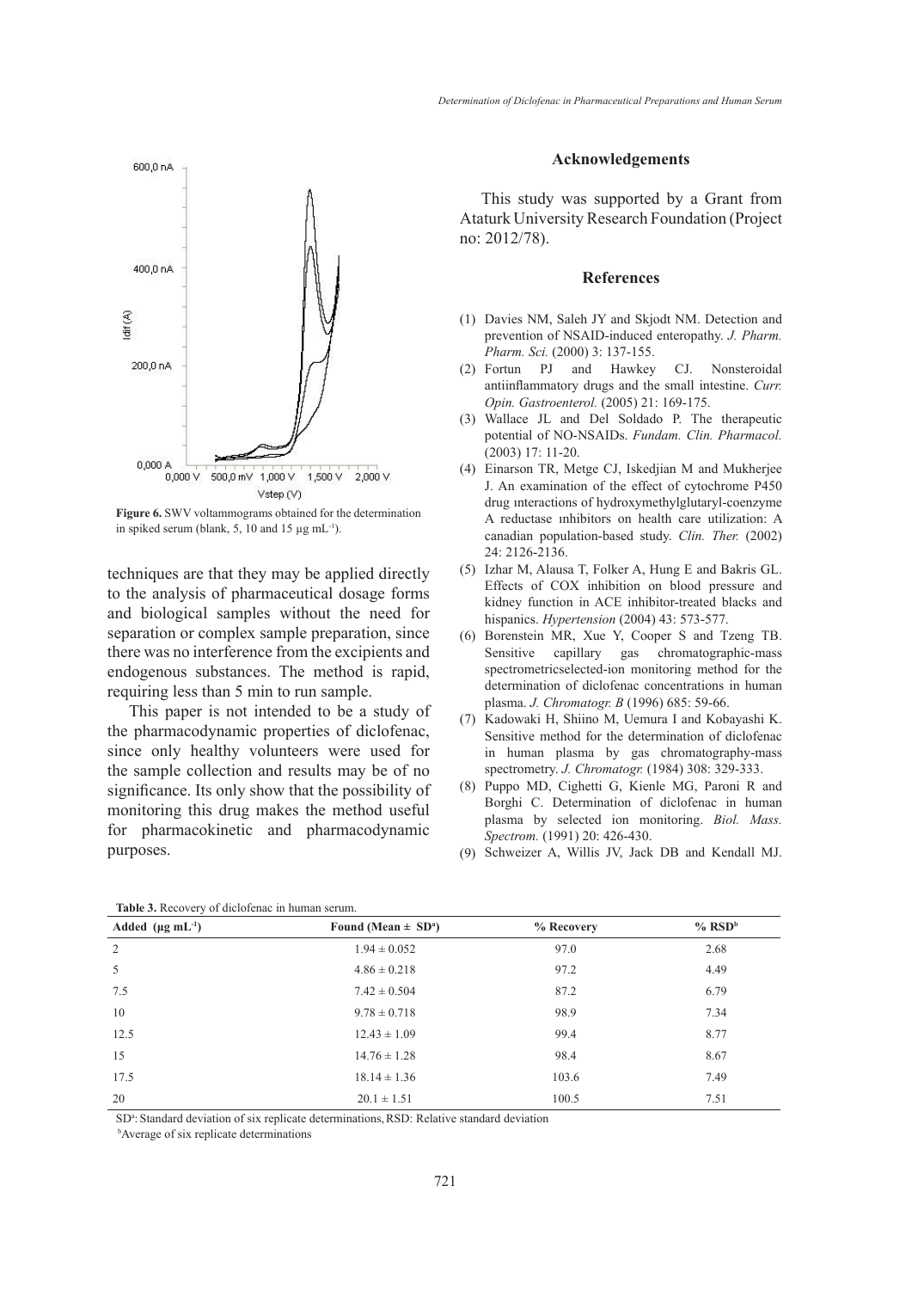Figure 6. SWV voltammograms obtained for the determination in spiked serum (blank, 5, 10 and 15 µg mL$^{-1}$).

techniques are that they may be applied directly to the analysis of pharmaceutical dosage forms and biological samples without the need for separation or complex sample preparation, since there was no interference from the excipients and endogenous substances. The method is rapid, requiring less than 5 min to run sample.

This paper is not intended to be a study of the pharmacodynamic properties of diclofenac, since only healthy volunteers were used for the sample collection and results may be of no significance. Its only show that the possibility of monitoring this drug makes the method useful for pharmacokinetic and pharmacodynamic purposes.

## Acknowledgements

This study was supported by a Grant from Ataturk University Research Foundation (Project no: 2012/78).

## References

(1) Davies NM, Saleh JY and Skjodt NM. Detection and prevention of NSAID-induced enteropathy. *J. Pharm. Pharm. Sci.* (2000) 3: 137-155.

(2) Fortun PJ and Hawkey CJ. Nonsteroidal antiinflammatory drugs and the small intestine. *Curr. Opin. Gastroenterol.* (2005) 21: 169-175.

(3) Wallace JL and Del Soldado P. The therapeutic potential of NO-NSAIDs. *Fundam. Clin. Pharmacol.* (2003) 17: 11-20.

(4) Einarson TR, Metge CJ, Iskedjian M and Mukherjee J. An examination of the effect of cytochrome P450 drug ınteractions of hydroxymethylglutaryl-coenzyme A reductase ınhibitors on health care utilization: A canadian population-based study. *Clin. Ther.* (2002) 24: 2126-2136.

(5) Izhar M, Alausa T, Folker A, Hung E and Bakris GL. Effects of COX inhibition on blood pressure and kidney function in ACE inhibitor-treated blacks and hispanics. *Hypertension* (2004) 43: 573-577.

(6) Borenstein MR, Xue Y, Cooper S and Tzeng TB. Sensitive capillary gas chromatographic-mass spectrometricselected-ion monitoring method for the determination of diclofenac concentrations in human plasma. *J. Chromatogr. B* (1996) 685: 59-66.

(7) Kadowaki H, Shiino M, Uemura I and Kobayashi K. Sensitive method for the determination of diclofenac in human plasma by gas chromatography-mass spectrometry. *J. Chromatogr.* (1984) 308: 329-333.

(8) Puppo MD, Cighetti G, Kienle MG, Paroni R and Borghi C. Determination of diclofenac in human plasma by selected ion monitoring. *Biol. Mass. Spectrom.* (1991) 20: 426-430.

(9) Schweizer A, Willis JV, Jack DB and Kendall MJ.

Table 3. Recovery of diclofenac in human serum.

| Added (µg mL$^{-1}$) | Found (Mean ± SD[a]) | % Recovery | % RSD[b] |
|---|---|---|---|
| 2 | 1.94 ± 0.052 | 97.0 | 2.68 |
| 5 | 4.86 ± 0.218 | 97.2 | 4.49 |
| 7.5 | 7.42 ± 0.504 | 87.2 | 6.79 |
| 10 | 9.78 ± 0.718 | 98.9 | 7.34 |
| 12.5 | 12.43 ± 1.09 | 99.4 | 8.77 |
| 15 | 14.76 ± 1.28 | 98.4 | 8.67 |
| 17.5 | 18.14 ± 1.36 | 103.6 | 7.49 |
| 20 | 20.1 ± 1.51 | 100.5 | 7.51 |

SD[a]: Standard deviation of six replicate determinations, RSD: Relative standard deviation

[b]Average of six replicate determinations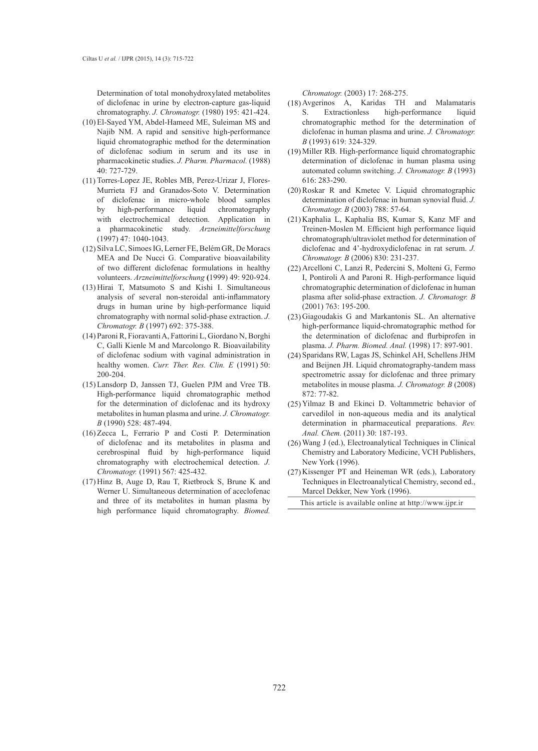Determination of total monohydroxylated metabolites of diclofenac in urine by electron-capture gas-liquid chromatography. *J. Chromatogr.* (1980) 195: 421-424.

(10) El-Sayed YM, Abdel-Hameed ME, Suleiman MS and Najib NM. A rapid and sensitive high-performance liquid chromatographic method for the determination of diclofenac sodium in serum and its use in pharmacokinetic studies. *J. Pharm. Pharmacol.* (1988) 40: 727-729.

(11) Torres-Lopez JE, Robles MB, Perez-Urizar J, Flores-Murrieta FJ and Granados-Soto V. Determination of diclofenac in micro-whole blood samples by high-performance liquid chromatography with electrochemical detection. Application in a pharmacokinetic study. *Arzneimittelforschung* (1997) 47: 1040-1043.

(12) Silva LC, Simoes IG, Lerner FE, Belém GR, De Moracs MEA and De Nucci G. Comparative bioavailability of two different diclofenac formulations in healthy volunteers. *Arzneimittelforschung* **(**1999) 49: 920-924.

(13) Hirai T, Matsumoto S and Kishi I. Simultaneous analysis of several non-steroidal anti-inflammatory drugs in human urine by high-performance liquid chromatography with normal solid-phase extraction. *J. Chromatogr. B* (1997) 692: 375-388.

(14) Paroni R, Fioravanti A, Fattorini L, Giordano N, Borghi C, Galli Kienle M and Marcolongo R. Bioavailability of diclofenac sodium with vaginal administration in healthy women. *Curr. Ther. Res. Clin. E* (1991) 50: 200-204.

(15) Lansdorp D, Janssen TJ, Guelen PJM and Vree TB. High-performance liquid chromatographic method for the determination of diclofenac and its hydroxy metabolites in human plasma and urine. *J. Chromatogr. B* (1990) 528: 487-494.

(16) Zecca L, Ferrario P and Costi P. Determination of diclofenac and its metabolites in plasma and cerebrospinal fluid by high-performance liquid chromatography with electrochemical detection. *J. Chromatogr.* (1991) 567: 425-432.

(17) Hinz B, Auge D, Rau T, Rietbrock S, Brune K and Werner U. Simultaneous determination of aceclofenac and three of its metabolites in human plasma by high performance liquid chromatography. *Biomed. Chromatogr.* (2003) 17: 268-275.

(18) Avgerinos A, Karidas TH and Malamataris S. Extractionless high-performance liquid chromatographic method for the determination of diclofenac in human plasma and urine. *J. Chromatogr. B* (1993) 619: 324-329.

(19) Miller RB. High-performance liquid chromatographic determination of diclofenac in human plasma using automated column switching. *J. Chromatogr. B* (1993) 616: 283-290.

(20) Roskar R and Kmetec V. Liquid chromatographic determination of diclofenac in human synovial fluid. *J. Chromatogr. B* (2003) 788: 57-64.

(21) Kaphalia L, Kaphalia BS, Kumar S, Kanz MF and Treinen-Moslen M. Efficient high performance liquid chromatograph/ultraviolet method for determination of diclofenac and 4'-hydroxydiclofenac in rat serum. *J. Chromatogr. B* (2006) 830: 231-237.

(22) Arcelloni C, Lanzi R, Pedercini S, Molteni G, Fermo I, Pontiroli A and Paroni R. High-performance liquid chromatographic determination of diclofenac in human plasma after solid-phase extraction. *J. Chromatogr. B* (2001) 763: 195-200.

(23) Giagoudakis G and Markantonis SL. An alternative high-performance liquid-chromatographic method for the determination of diclofenac and flurbiprofen in plasma. *J. Pharm. Biomed. Anal.* (1998) 17: 897-901.

(24) Sparidans RW, Lagas JS, Schinkel AH, Schellens JHM and Beijnen JH. Liquid chromatography-tandem mass spectrometric assay for diclofenac and three primary metabolites in mouse plasma. *J. Chromatogr. B* (2008) 872: 77-82.

(25) Yilmaz B and Ekinci D. Voltammetric behavior of carvedilol in non-aqueous media and its analytical determination in pharmaceutical preparations. *Rev. Anal. Chem.* (2011) 30: 187-193.

(26) Wang J (ed.), Electroanalytical Techniques in Clinical Chemistry and Laboratory Medicine, VCH Publishers, New York (1996).

(27) Kissenger PT and Heineman WR (eds.), Laboratory Techniques in Electroanalytical Chemistry, second ed., Marcel Dekker, New York (1996).

This article is available online at http://www.ijpr.ir